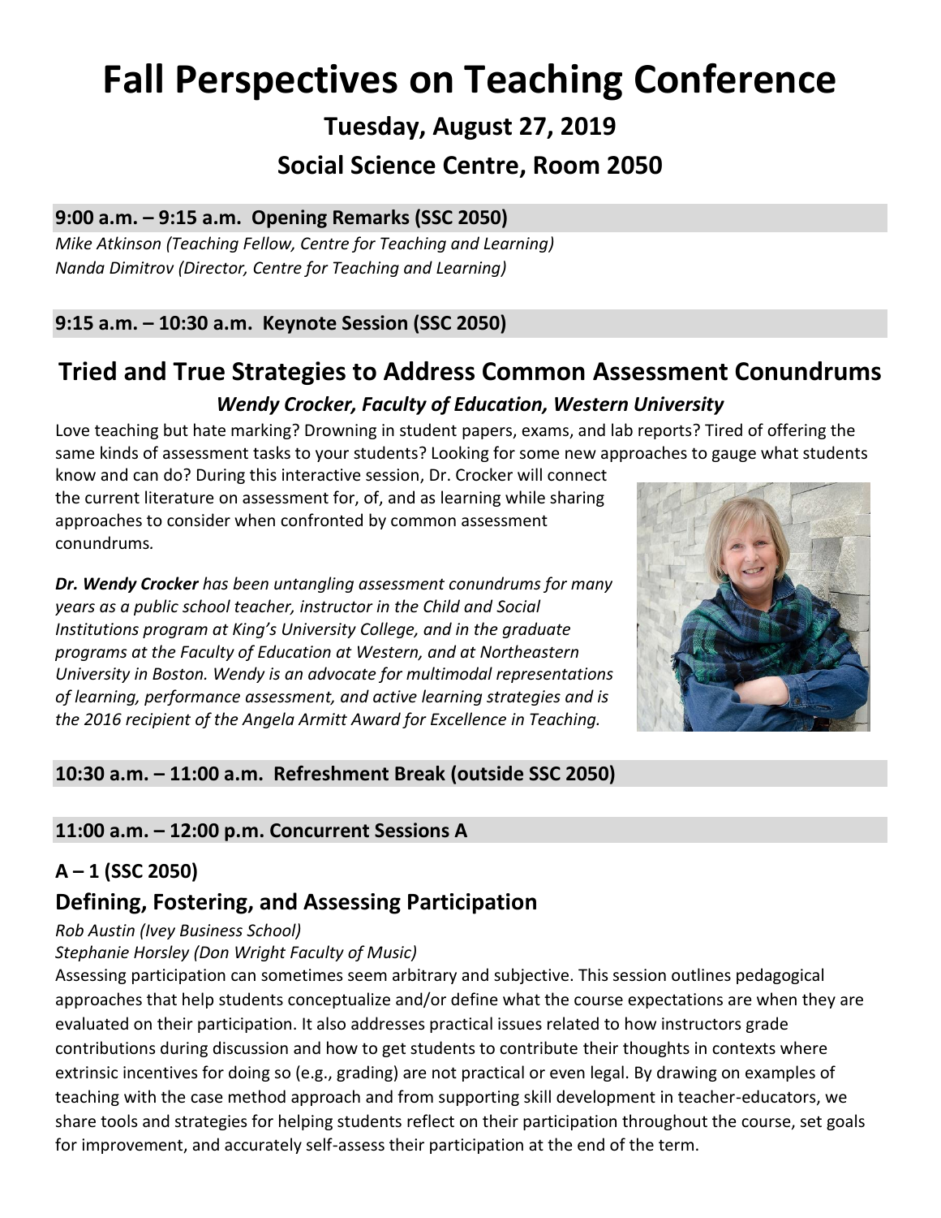# Fall Perspectives on Teaching Conference

## Tuesday, August 27, 2019

## Social Science Centre, Room 2050

### 9:00 a.m. – 9:15 a.m. Opening Remarks (SSC 2050)

*Mike Atkinson (Teaching Fellow, Centre for Teaching and Learning)*
*Nanda Dimitrov (Director, Centre for Teaching and Learning)*

### 9:15 a.m. – 10:30 a.m. Keynote Session (SSC 2050)

## Tried and True Strategies to Address Common Assessment Conundrums

***Wendy Crocker, Faculty of Education, Western University***

Love teaching but hate marking? Drowning in student papers, exams, and lab reports? Tired of offering the same kinds of assessment tasks to your students? Looking for some new approaches to gauge what students know and can do? During this interactive session, Dr. Crocker will connect the current literature on assessment for, of, and as learning while sharing approaches to consider when confronted by common assessment conundrums.

***Dr. Wendy Crocker** has been untangling assessment conundrums for many years as a public school teacher, instructor in the Child and Social Institutions program at King's University College, and in the graduate programs at the Faculty of Education at Western, and at Northeastern University in Boston. Wendy is an advocate for multimodal representations of learning, performance assessment, and active learning strategies and is the 2016 recipient of the Angela Armitt Award for Excellence in Teaching.*

### 10:30 a.m. – 11:00 a.m. Refreshment Break (outside SSC 2050)

### 11:00 a.m. – 12:00 p.m. Concurrent Sessions A

### A – 1 (SSC 2050)

## Defining, Fostering, and Assessing Participation

*Rob Austin (Ivey Business School)*
*Stephanie Horsley (Don Wright Faculty of Music)*

Assessing participation can sometimes seem arbitrary and subjective. This session outlines pedagogical approaches that help students conceptualize and/or define what the course expectations are when they are evaluated on their participation. It also addresses practical issues related to how instructors grade contributions during discussion and how to get students to contribute their thoughts in contexts where extrinsic incentives for doing so (e.g., grading) are not practical or even legal. By drawing on examples of teaching with the case method approach and from supporting skill development in teacher-educators, we share tools and strategies for helping students reflect on their participation throughout the course, set goals for improvement, and accurately self-assess their participation at the end of the term.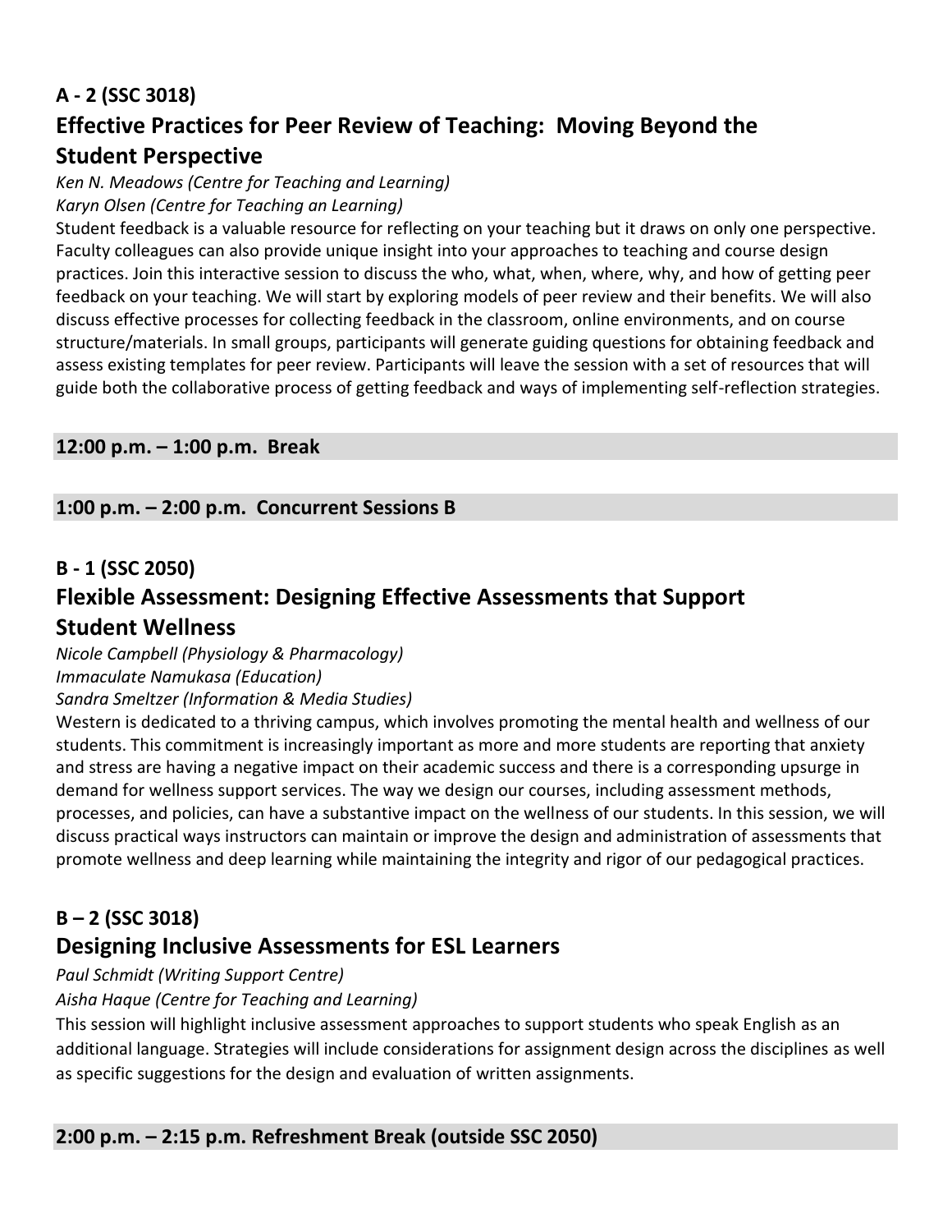### A - 2 (SSC 3018)

## Effective Practices for Peer Review of Teaching:  Moving Beyond the Student Perspective

*Ken N. Meadows (Centre for Teaching and Learning)*
*Karyn Olsen (Centre for Teaching an Learning)*

Student feedback is a valuable resource for reflecting on your teaching but it draws on only one perspective. Faculty colleagues can also provide unique insight into your approaches to teaching and course design practices. Join this interactive session to discuss the who, what, when, where, why, and how of getting peer feedback on your teaching. We will start by exploring models of peer review and their benefits. We will also discuss effective processes for collecting feedback in the classroom, online environments, and on course structure/materials. In small groups, participants will generate guiding questions for obtaining feedback and assess existing templates for peer review. Participants will leave the session with a set of resources that will guide both the collaborative process of getting feedback and ways of implementing self-reflection strategies.

**12:00 p.m. – 1:00 p.m.  Break**

**1:00 p.m. – 2:00 p.m.  Concurrent Sessions B**

### B - 1 (SSC 2050)

## Flexible Assessment: Designing Effective Assessments that Support Student Wellness

*Nicole Campbell (Physiology & Pharmacology)*
*Immaculate Namukasa (Education)*
*Sandra Smeltzer (Information & Media Studies)*

Western is dedicated to a thriving campus, which involves promoting the mental health and wellness of our students. This commitment is increasingly important as more and more students are reporting that anxiety and stress are having a negative impact on their academic success and there is a corresponding upsurge in demand for wellness support services. The way we design our courses, including assessment methods, processes, and policies, can have a substantive impact on the wellness of our students. In this session, we will discuss practical ways instructors can maintain or improve the design and administration of assessments that promote wellness and deep learning while maintaining the integrity and rigor of our pedagogical practices.

### B – 2 (SSC 3018)

## Designing Inclusive Assessments for ESL Learners

*Paul Schmidt (Writing Support Centre)*
*Aisha Haque (Centre for Teaching and Learning)*

This session will highlight inclusive assessment approaches to support students who speak English as an additional language. Strategies will include considerations for assignment design across the disciplines as well as specific suggestions for the design and evaluation of written assignments.

**2:00 p.m. – 2:15 p.m. Refreshment Break (outside SSC 2050)**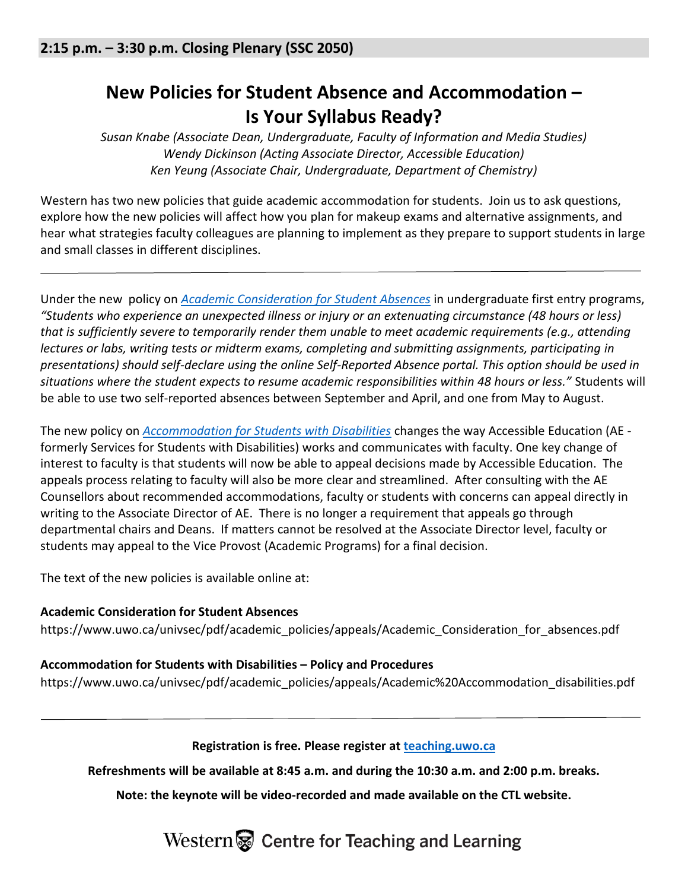**2:15 p.m. – 3:30 p.m. Closing Plenary (SSC 2050)**

# New Policies for Student Absence and Accommodation – Is Your Syllabus Ready?

*Susan Knabe (Associate Dean, Undergraduate, Faculty of Information and Media Studies)*
*Wendy Dickinson (Acting Associate Director, Accessible Education)*
*Ken Yeung (Associate Chair, Undergraduate, Department of Chemistry)*

Western has two new policies that guide academic accommodation for students. Join us to ask questions, explore how the new policies will affect how you plan for makeup exams and alternative assignments, and hear what strategies faculty colleagues are planning to implement as they prepare to support students in large and small classes in different disciplines.

---

Under the new policy on *Academic Consideration for Student Absences* in undergraduate first entry programs, *"Students who experience an unexpected illness or injury or an extenuating circumstance (48 hours or less) that is sufficiently severe to temporarily render them unable to meet academic requirements (e.g., attending lectures or labs, writing tests or midterm exams, completing and submitting assignments, participating in presentations) should self-declare using the online Self-Reported Absence portal. This option should be used in situations where the student expects to resume academic responsibilities within 48 hours or less."* Students will be able to use two self-reported absences between September and April, and one from May to August.

The new policy on *Accommodation for Students with Disabilities* changes the way Accessible Education (AE - formerly Services for Students with Disabilities) works and communicates with faculty. One key change of interest to faculty is that students will now be able to appeal decisions made by Accessible Education. The appeals process relating to faculty will also be more clear and streamlined. After consulting with the AE Counsellors about recommended accommodations, faculty or students with concerns can appeal directly in writing to the Associate Director of AE. There is no longer a requirement that appeals go through departmental chairs and Deans. If matters cannot be resolved at the Associate Director level, faculty or students may appeal to the Vice Provost (Academic Programs) for a final decision.

The text of the new policies is available online at:

**Academic Consideration for Student Absences**
https://www.uwo.ca/univsec/pdf/academic_policies/appeals/Academic_Consideration_for_absences.pdf

**Accommodation for Students with Disabilities – Policy and Procedures**
https://www.uwo.ca/univsec/pdf/academic_policies/appeals/Academic%20Accommodation_disabilities.pdf

---

**Registration is free. Please register at teaching.uwo.ca**

**Refreshments will be available at 8:45 a.m. and during the 10:30 a.m. and 2:00 p.m. breaks.**

**Note: the keynote will be video-recorded and made available on the CTL website.**

Western Centre for Teaching and Learning